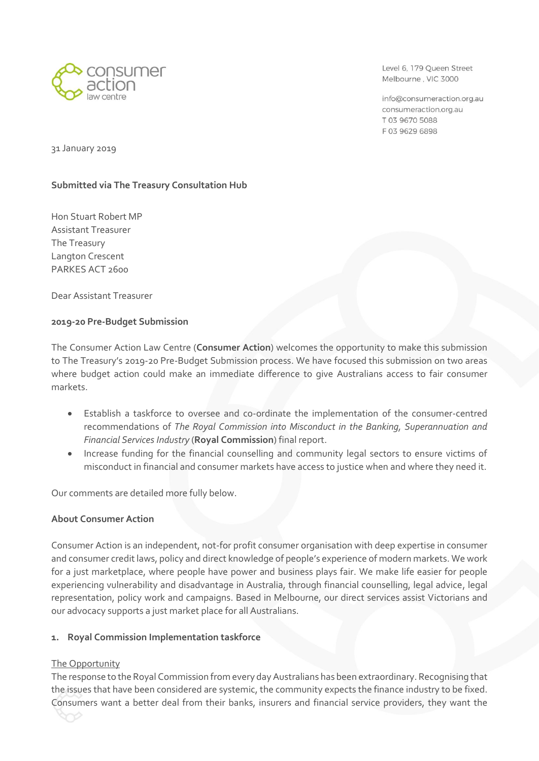consumer action law centre

Level 6, 179 Queen Street
Melbourne , VIC 3000

info@consumeraction.org.au
consumeraction.org.au
T 03 9670 5088
F 03 9629 6898

31 January 2019

**Submitted via The Treasury Consultation Hub**

Hon Stuart Robert MP
Assistant Treasurer
The Treasury
Langton Crescent
PARKES ACT 2600

Dear Assistant Treasurer

**2019-20 Pre-Budget Submission**

The Consumer Action Law Centre (**Consumer Action**) welcomes the opportunity to make this submission to The Treasury's 2019-20 Pre-Budget Submission process. We have focused this submission on two areas where budget action could make an immediate difference to give Australians access to fair consumer markets.

- Establish a taskforce to oversee and co-ordinate the implementation of the consumer-centred recommendations of *The Royal Commission into Misconduct in the Banking, Superannuation and Financial Services Industry* (**Royal Commission**) final report.
- Increase funding for the financial counselling and community legal sectors to ensure victims of misconduct in financial and consumer markets have access to justice when and where they need it.

Our comments are detailed more fully below.

**About Consumer Action**

Consumer Action is an independent, not-for profit consumer organisation with deep expertise in consumer and consumer credit laws, policy and direct knowledge of people's experience of modern markets. We work for a just marketplace, where people have power and business plays fair. We make life easier for people experiencing vulnerability and disadvantage in Australia, through financial counselling, legal advice, legal representation, policy work and campaigns. Based in Melbourne, our direct services assist Victorians and our advocacy supports a just market place for all Australians.

**1. Royal Commission Implementation taskforce**

The Opportunity

The response to the Royal Commission from every day Australians has been extraordinary. Recognising that the issues that have been considered are systemic, the community expects the finance industry to be fixed. Consumers want a better deal from their banks, insurers and financial service providers, they want the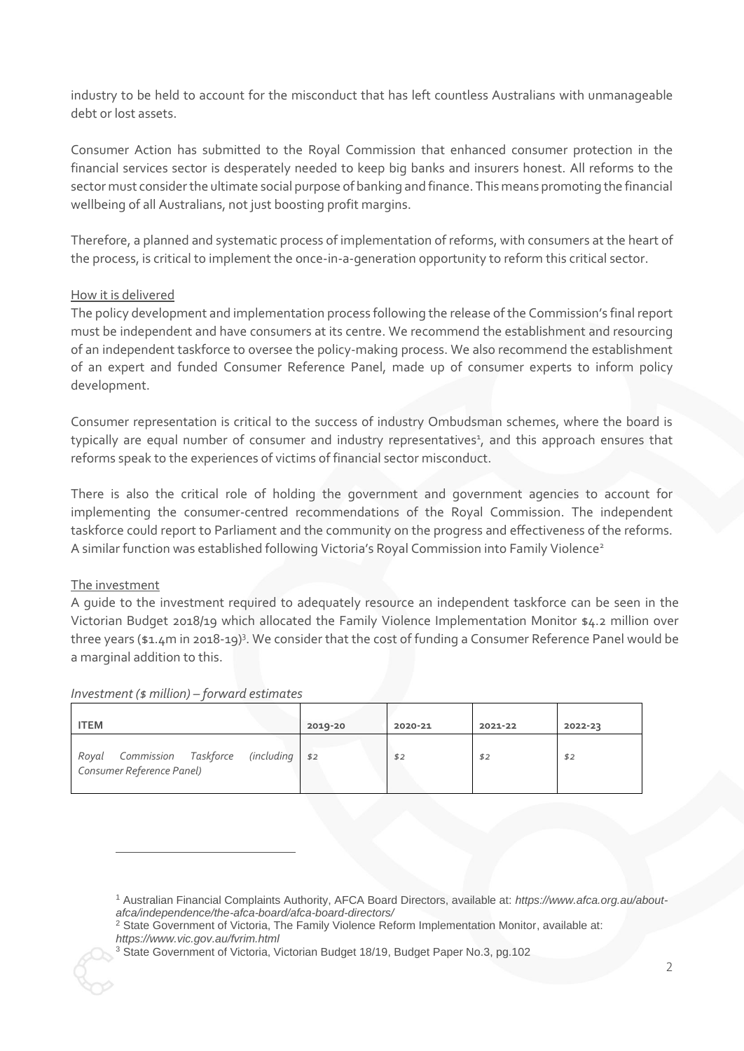industry to be held to account for the misconduct that has left countless Australians with unmanageable debt or lost assets.

Consumer Action has submitted to the Royal Commission that enhanced consumer protection in the financial services sector is desperately needed to keep big banks and insurers honest. All reforms to the sector must consider the ultimate social purpose of banking and finance. This means promoting the financial wellbeing of all Australians, not just boosting profit margins.

Therefore, a planned and systematic process of implementation of reforms, with consumers at the heart of the process, is critical to implement the once-in-a-generation opportunity to reform this critical sector.

How it is delivered

The policy development and implementation process following the release of the Commission's final report must be independent and have consumers at its centre. We recommend the establishment and resourcing of an independent taskforce to oversee the policy-making process. We also recommend the establishment of an expert and funded Consumer Reference Panel, made up of consumer experts to inform policy development.

Consumer representation is critical to the success of industry Ombudsman schemes, where the board is typically are equal number of consumer and industry representatives[1], and this approach ensures that reforms speak to the experiences of victims of financial sector misconduct.

There is also the critical role of holding the government and government agencies to account for implementing the consumer-centred recommendations of the Royal Commission. The independent taskforce could report to Parliament and the community on the progress and effectiveness of the reforms. A similar function was established following Victoria's Royal Commission into Family Violence[2]

The investment

A guide to the investment required to adequately resource an independent taskforce can be seen in the Victorian Budget 2018/19 which allocated the Family Violence Implementation Monitor $4.2 million over three years ($1.4m in 2018-19)[3]. We consider that the cost of funding a Consumer Reference Panel would be a marginal addition to this.

*Investment ($ million) – forward estimates*

| ITEM | 2019-20 | 2020-21 | 2021-22 | 2022-23 |
| --- | --- | --- | --- | --- |
| *Royal Commission Taskforce (including Consumer Reference Panel)* | *$2* | *$2* | *$2* | *$2* |

[1] Australian Financial Complaints Authority, AFCA Board Directors, available at: *https://www.afca.org.au/about-afca/independence/the-afca-board/afca-board-directors/*

[2] State Government of Victoria, The Family Violence Reform Implementation Monitor, available at: *https://www.vic.gov.au/fvrim.html*

[3] State Government of Victoria, Victorian Budget 18/19, Budget Paper No.3, pg.102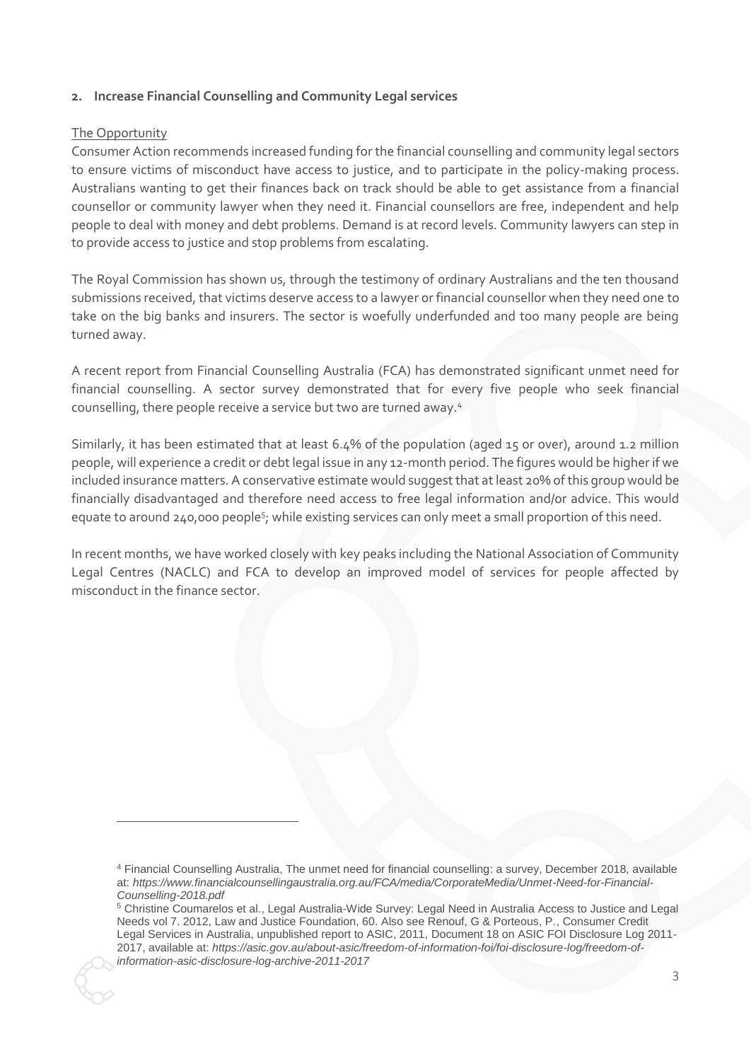## 2. Increase Financial Counselling and Community Legal services

The Opportunity

Consumer Action recommends increased funding for the financial counselling and community legal sectors to ensure victims of misconduct have access to justice, and to participate in the policy-making process. Australians wanting to get their finances back on track should be able to get assistance from a financial counsellor or community lawyer when they need it. Financial counsellors are free, independent and help people to deal with money and debt problems. Demand is at record levels. Community lawyers can step in to provide access to justice and stop problems from escalating.

The Royal Commission has shown us, through the testimony of ordinary Australians and the ten thousand submissions received, that victims deserve access to a lawyer or financial counsellor when they need one to take on the big banks and insurers. The sector is woefully underfunded and too many people are being turned away.

A recent report from Financial Counselling Australia (FCA) has demonstrated significant unmet need for financial counselling. A sector survey demonstrated that for every five people who seek financial counselling, there people receive a service but two are turned away.[4]

Similarly, it has been estimated that at least 6.4% of the population (aged 15 or over), around 1.2 million people, will experience a credit or debt legal issue in any 12-month period. The figures would be higher if we included insurance matters. A conservative estimate would suggest that at least 20% of this group would be financially disadvantaged and therefore need access to free legal information and/or advice. This would equate to around 240,000 people[5]; while existing services can only meet a small proportion of this need.

In recent months, we have worked closely with key peaks including the National Association of Community Legal Centres (NACLC) and FCA to develop an improved model of services for people affected by misconduct in the finance sector.

---

[4] Financial Counselling Australia, The unmet need for financial counselling: a survey, December 2018, available at: *https://www.financialcounsellingaustralia.org.au/FCA/media/CorporateMedia/Unmet-Need-for-Financial-Counselling-2018.pdf*

[5] Christine Coumarelos et al., Legal Australia-Wide Survey: Legal Need in Australia Access to Justice and Legal Needs vol 7. 2012, Law and Justice Foundation, 60. Also see Renouf, G & Porteous, P., Consumer Credit Legal Services in Australia, unpublished report to ASIC, 2011, Document 18 on ASIC FOI Disclosure Log 2011-2017, available at: *https://asic.gov.au/about-asic/freedom-of-information-foi/foi-disclosure-log/freedom-of-information-asic-disclosure-log-archive-2011-2017*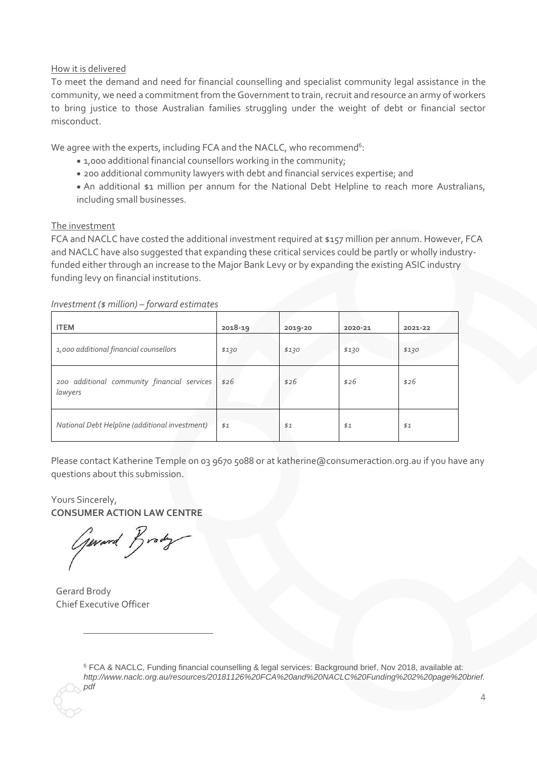How it is delivered

To meet the demand and need for financial counselling and specialist community legal assistance in the community, we need a commitment from the Government to train, recruit and resource an army of workers to bring justice to those Australian families struggling under the weight of debt or financial sector misconduct.

We agree with the experts, including FCA and the NACLC, who recommend[6]:

- 1,000 additional financial counsellors working in the community;
- 200 additional community lawyers with debt and financial services expertise; and
- An additional $1 million per annum for the National Debt Helpline to reach more Australians, including small businesses.

The investment

FCA and NACLC have costed the additional investment required at $157 million per annum. However, FCA and NACLC have also suggested that expanding these critical services could be partly or wholly industry-funded either through an increase to the Major Bank Levy or by expanding the existing ASIC industry funding levy on financial institutions.

*Investment ($ million) – forward estimates*

| ITEM | 2018-19 | 2019-20 | 2020-21 | 2021-22 |
| --- | --- | --- | --- | --- |
| *1,000 additional financial counsellors* | *$130* | *$130* | *$130* | *$130* |
| *200 additional community financial services lawyers* | *$26* | *$26* | *$26* | *$26* |
| *National Debt Helpline (additional investment)* | *$1* | *$1* | *$1* | *$1* |

Please contact Katherine Temple on 03 9670 5088 or at katherine@consumeraction.org.au if you have any questions about this submission.

Yours Sincerely,
**CONSUMER ACTION LAW CENTRE**

Gerard Brody
Chief Executive Officer

[6] FCA & NACLC, Funding financial counselling & legal services: Background brief, Nov 2018, available at: *http://www.naclc.org.au/resources/20181126%20FCA%20and%20NACLC%20Funding%202%20page%20brief.pdf*